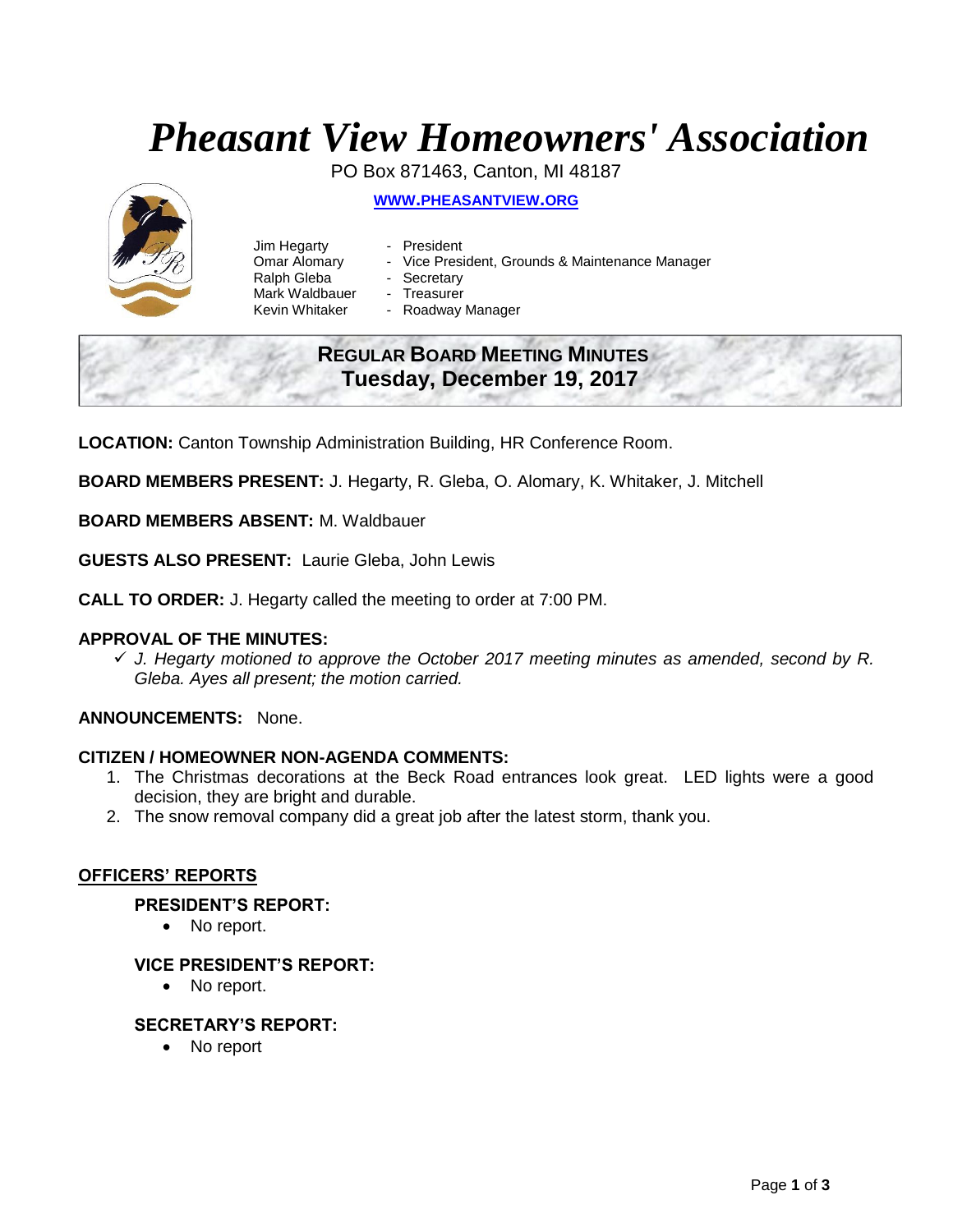# *Pheasant View Homeowners' Association*

PO Box 871463, Canton, MI 48187

**[WWW.PHEASANTVIEW.ORG](http://WWW.PHEASANTVIEW.ORG)**

Jim Hegarty - President
Omar Alomary - Vice President, Grounds & Maintenance Manager
Ralph Gleba - Secretary
Mark Waldbauer - Treasurer
Kevin Whitaker - Roadway Manager

## REGULAR BOARD MEETING MINUTES
## Tuesday, December 19, 2017

**LOCATION:** Canton Township Administration Building, HR Conference Room.

**BOARD MEMBERS PRESENT:** J. Hegarty, R. Gleba, O. Alomary, K. Whitaker, J. Mitchell

**BOARD MEMBERS ABSENT:** M. Waldbauer

**GUESTS ALSO PRESENT:** Laurie Gleba, John Lewis

**CALL TO ORDER:** J. Hegarty called the meeting to order at 7:00 PM.

**APPROVAL OF THE MINUTES:**

- ✓ *J. Hegarty motioned to approve the October 2017 meeting minutes as amended, second by R. Gleba. Ayes all present; the motion carried.*

**ANNOUNCEMENTS:** None.

**CITIZEN / HOMEOWNER NON-AGENDA COMMENTS:**

1. The Christmas decorations at the Beck Road entrances look great. LED lights were a good decision, they are bright and durable.
2. The snow removal company did a great job after the latest storm, thank you.

## OFFICERS' REPORTS

### PRESIDENT'S REPORT:

- No report.

### VICE PRESIDENT'S REPORT:

- No report.

### SECRETARY'S REPORT:

- No report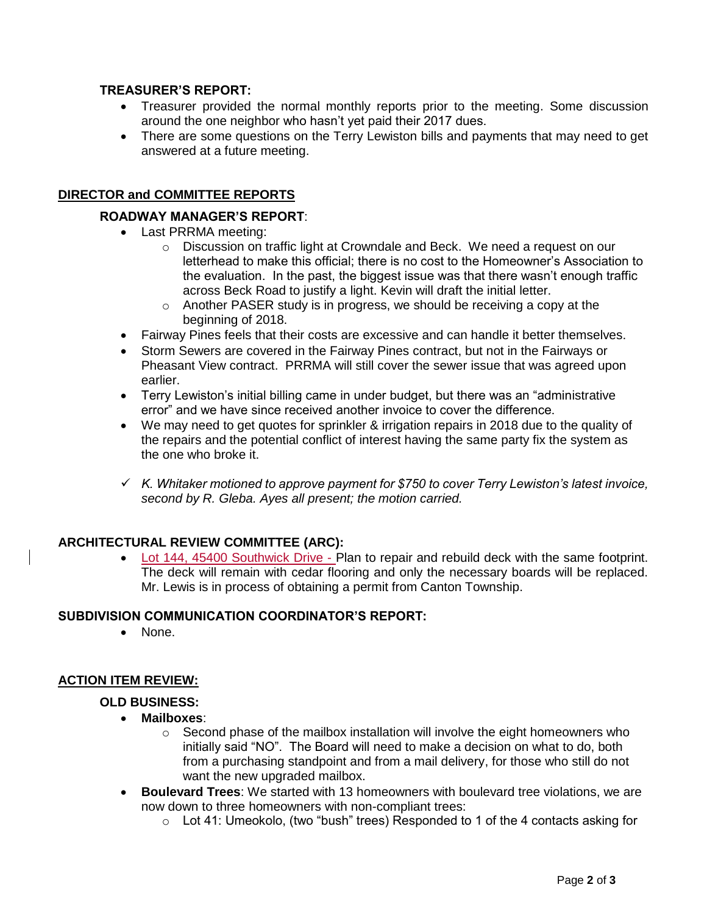### TREASURER'S REPORT:

- Treasurer provided the normal monthly reports prior to the meeting. Some discussion around the one neighbor who hasn't yet paid their 2017 dues.
- There are some questions on the Terry Lewiston bills and payments that may need to get answered at a future meeting.

## DIRECTOR and COMMITTEE REPORTS

### ROADWAY MANAGER'S REPORT:

- Last PRRMA meeting:
  - Discussion on traffic light at Crowndale and Beck. We need a request on our letterhead to make this official; there is no cost to the Homeowner's Association to the evaluation. In the past, the biggest issue was that there wasn't enough traffic across Beck Road to justify a light. Kevin will draft the initial letter.
  - Another PASER study is in progress, we should be receiving a copy at the beginning of 2018.
- Fairway Pines feels that their costs are excessive and can handle it better themselves.
- Storm Sewers are covered in the Fairway Pines contract, but not in the Fairways or Pheasant View contract. PRRMA will still cover the sewer issue that was agreed upon earlier.
- Terry Lewiston's initial billing came in under budget, but there was an "administrative error" and we have since received another invoice to cover the difference.
- We may need to get quotes for sprinkler & irrigation repairs in 2018 due to the quality of the repairs and the potential conflict of interest having the same party fix the system as the one who broke it.

✓ *K. Whitaker motioned to approve payment for $750 to cover Terry Lewiston's latest invoice, second by R. Gleba. Ayes all present; the motion carried.*

### ARCHITECTURAL REVIEW COMMITTEE (ARC):

- Lot 144, 45400 Southwick Drive - Plan to repair and rebuild deck with the same footprint. The deck will remain with cedar flooring and only the necessary boards will be replaced. Mr. Lewis is in process of obtaining a permit from Canton Township.

### SUBDIVISION COMMUNICATION COORDINATOR'S REPORT:

- None.

## ACTION ITEM REVIEW:

### OLD BUSINESS:

- **Mailboxes**:
  - Second phase of the mailbox installation will involve the eight homeowners who initially said "NO". The Board will need to make a decision on what to do, both from a purchasing standpoint and from a mail delivery, for those who still do not want the new upgraded mailbox.
- **Boulevard Trees**: We started with 13 homeowners with boulevard tree violations, we are now down to three homeowners with non-compliant trees:
  - Lot 41: Umeokolo, (two "bush" trees) Responded to 1 of the 4 contacts asking for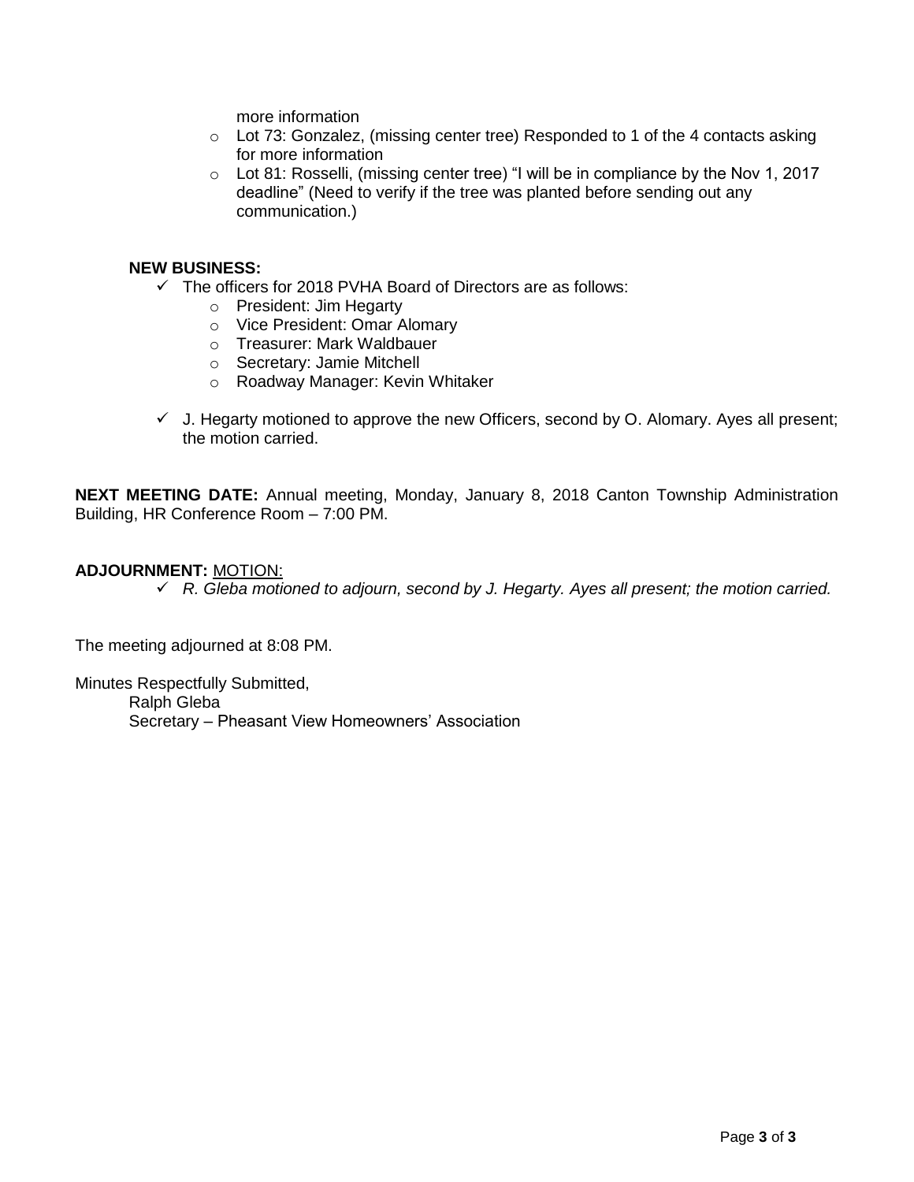more information

- Lot 73: Gonzalez, (missing center tree) Responded to 1 of the 4 contacts asking for more information
- Lot 81: Rosselli, (missing center tree) "I will be in compliance by the Nov 1, 2017 deadline" (Need to verify if the tree was planted before sending out any communication.)

**NEW BUSINESS:**

- ✓ The officers for 2018 PVHA Board of Directors are as follows:
  - President: Jim Hegarty
  - Vice President: Omar Alomary
  - Treasurer: Mark Waldbauer
  - Secretary: Jamie Mitchell
  - Roadway Manager: Kevin Whitaker
- ✓ J. Hegarty motioned to approve the new Officers, second by O. Alomary. Ayes all present; the motion carried.

**NEXT MEETING DATE:** Annual meeting, Monday, January 8, 2018 Canton Township Administration Building, HR Conference Room – 7:00 PM.

**ADJOURNMENT:** MOTION:

- ✓ *R. Gleba motioned to adjourn, second by J. Hegarty. Ayes all present; the motion carried.*

The meeting adjourned at 8:08 PM.

Minutes Respectfully Submitted,

Ralph Gleba
Secretary – Pheasant View Homeowners' Association